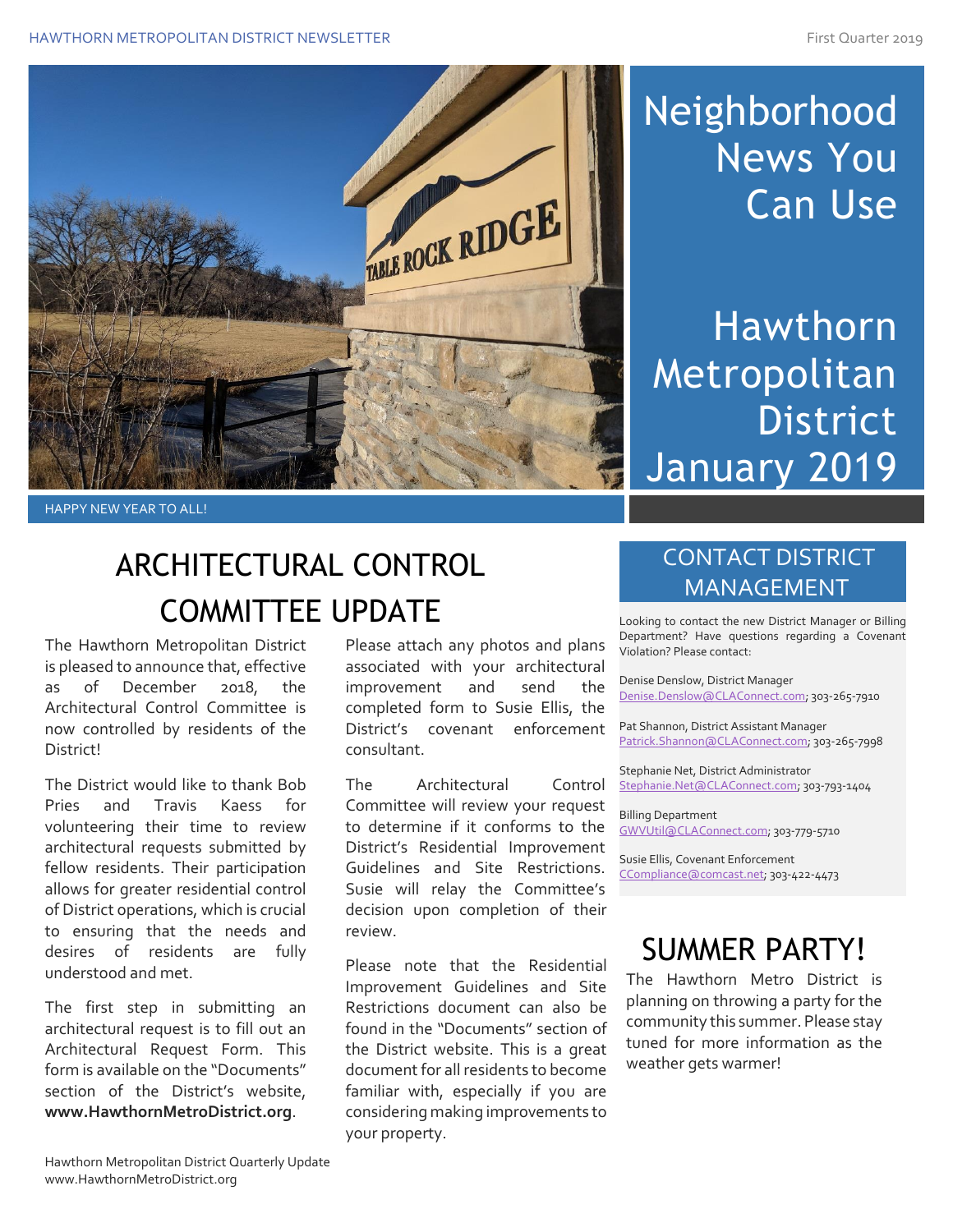# Neighborhood News You Can Use

# Hawthorn Metropolitan District January 2019

HAPPY NEW YEAR TO ALL!

## ARCHITECTURAL CONTROL COMMITTEE UPDATE

The Hawthorn Metropolitan District is pleased to announce that, effective as of December 2018, the Architectural Control Committee is now controlled by residents of the District!

The District would like to thank Bob Pries and Travis Kaess for volunteering their time to review architectural requests submitted by fellow residents. Their participation allows for greater residential control of District operations, which is crucial to ensuring that the needs and desires of residents are fully understood and met.

The first step in submitting an architectural request is to fill out an Architectural Request Form. This form is available on the "Documents" section of the District's website, **www.HawthornMetroDistrict.org**.

Please attach any photos and plans associated with your architectural improvement and send the completed form to Susie Ellis, the District's covenant enforcement consultant.

The Architectural Control Committee will review your request to determine if it conforms to the District's Residential Improvement Guidelines and Site Restrictions. Susie will relay the Committee's decision upon completion of their review.

Please note that the Residential Improvement Guidelines and Site Restrictions document can also be found in the "Documents" section of the District website. This is a great document for all residents to become familiar with, especially if you are considering making improvements to your property.

## CONTACT DISTRICT MANAGEMENT

Looking to contact the new District Manager or Billing Department? Have questions regarding a Covenant Violation? Please contact:

Denise Denslow, District Manager
Denise.Denslow@CLAConnect.com; 303-265-7910

Pat Shannon, District Assistant Manager
Patrick.Shannon@CLAConnect.com; 303-265-7998

Stephanie Net, District Administrator
Stephanie.Net@CLAConnect.com; 303-793-1404

Billing Department
GWVUtil@CLAConnect.com; 303-779-5710

Susie Ellis, Covenant Enforcement
CCompliance@comcast.net; 303-422-4473

## SUMMER PARTY!

The Hawthorn Metro District is planning on throwing a party for the community this summer. Please stay tuned for more information as the weather gets warmer!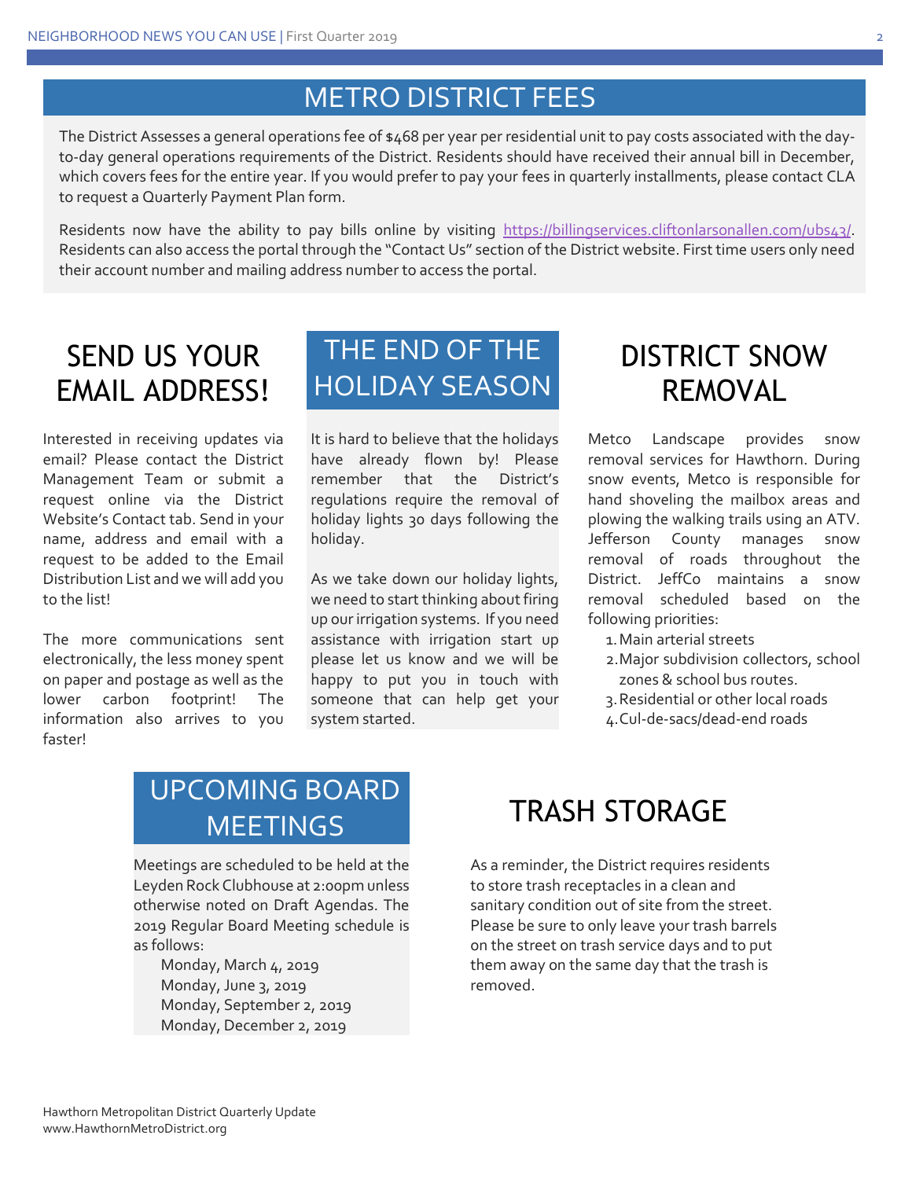## METRO DISTRICT FEES

The District Assesses a general operations fee of $468 per year per residential unit to pay costs associated with the day-to-day general operations requirements of the District. Residents should have received their annual bill in December, which covers fees for the entire year. If you would prefer to pay your fees in quarterly installments, please contact CLA to request a Quarterly Payment Plan form.

Residents now have the ability to pay bills online by visiting https://billingservices.cliftonlarsonallen.com/ubs43/. Residents can also access the portal through the "Contact Us" section of the District website. First time users only need their account number and mailing address number to access the portal.

## SEND US YOUR EMAIL ADDRESS!

Interested in receiving updates via email? Please contact the District Management Team or submit a request online via the District Website's Contact tab. Send in your name, address and email with a request to be added to the Email Distribution List and we will add you to the list!

The more communications sent electronically, the less money spent on paper and postage as well as the lower carbon footprint! The information also arrives to you faster!

## THE END OF THE HOLIDAY SEASON

It is hard to believe that the holidays have already flown by! Please remember that the District's regulations require the removal of holiday lights 30 days following the holiday.

As we take down our holiday lights, we need to start thinking about firing up our irrigation systems. If you need assistance with irrigation start up please let us know and we will be happy to put you in touch with someone that can help get your system started.

## DISTRICT SNOW REMOVAL

Metco Landscape provides snow removal services for Hawthorn. During snow events, Metco is responsible for hand shoveling the mailbox areas and plowing the walking trails using an ATV. Jefferson County manages snow removal of roads throughout the District. JeffCo maintains a snow removal scheduled based on the following priorities:

1. Main arterial streets
2. Major subdivision collectors, school zones & school bus routes.
3. Residential or other local roads
4. Cul-de-sacs/dead-end roads

## UPCOMING BOARD MEETINGS

Meetings are scheduled to be held at the Leyden Rock Clubhouse at 2:00pm unless otherwise noted on Draft Agendas. The 2019 Regular Board Meeting schedule is as follows:

Monday, March 4, 2019
Monday, June 3, 2019
Monday, September 2, 2019
Monday, December 2, 2019

## TRASH STORAGE

As a reminder, the District requires residents to store trash receptacles in a clean and sanitary condition out of site from the street. Please be sure to only leave your trash barrels on the street on trash service days and to put them away on the same day that the trash is removed.